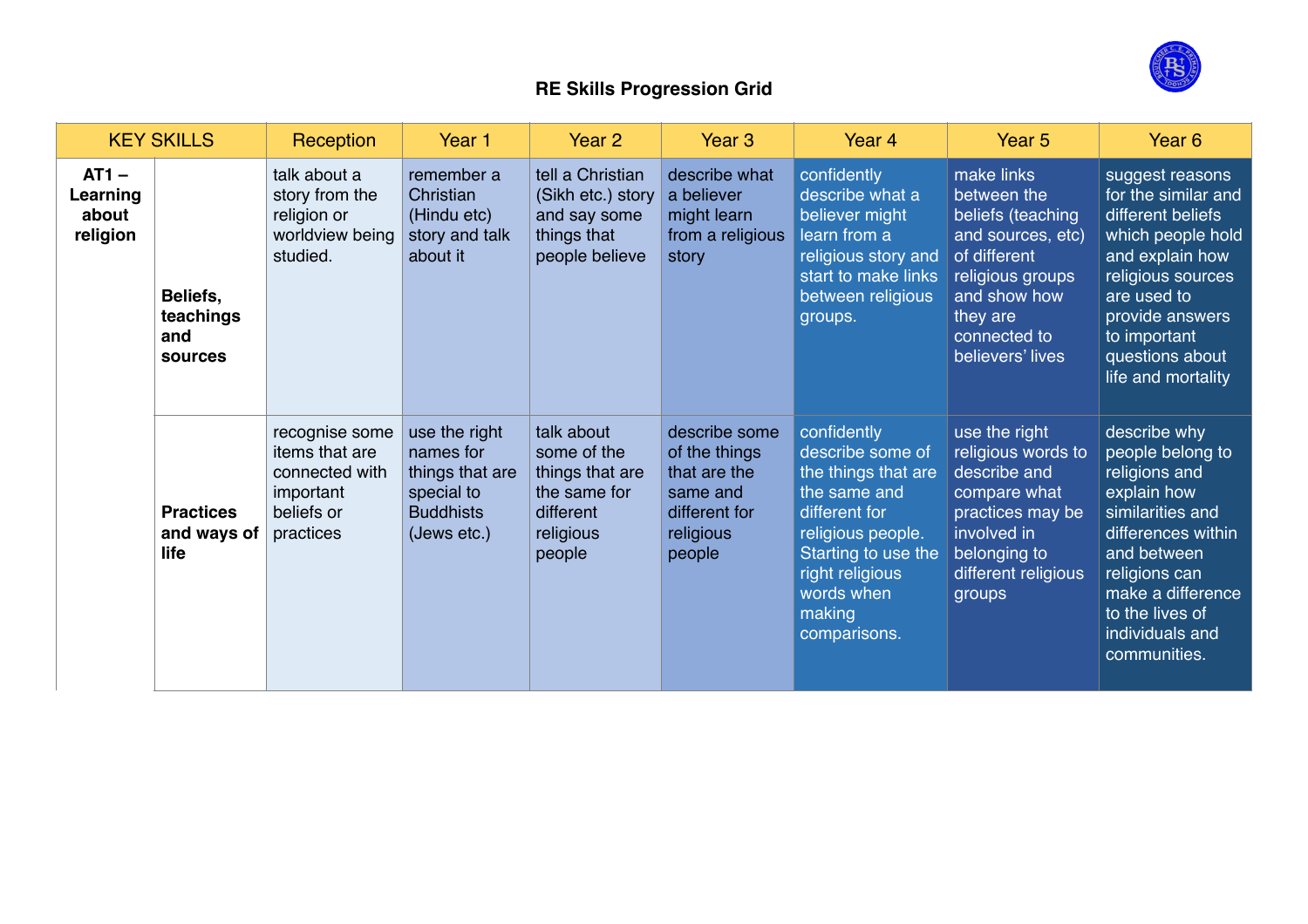# RE Skills Progression Grid

| KEY SKILLS | | Reception | Year 1 | Year 2 | Year 3 | Year 4 | Year 5 | Year 6 |
|---|---|---|---|---|---|---|---|---|
| **AT1 – Learning about religion** | **Beliefs, teachings and sources** | talk about a story from the religion or worldview being studied. | remember a Christian (Hindu etc) story and talk about it | tell a Christian (Sikh etc.) story and say some things that people believe | describe what a believer might learn from a religious story | confidently describe what a believer might learn from a religious story and start to make links between religious groups. | make links between the beliefs (teaching and sources, etc) of different religious groups and show how they are connected to believers' lives | suggest reasons for the similar and different beliefs which people hold and explain how religious sources are used to provide answers to important questions about life and mortality |
| | **Practices and ways of life** | recognise some items that are connected with important beliefs or practices | use the right names for things that are special to Buddhists (Jews etc.) | talk about some of the things that are the same for different religious people | describe some of the things that are the same and different for religious people | confidently describe some of the things that are the same and different for religious people. Starting to use the right religious words when making comparisons. | use the right religious words to describe and compare what practices may be involved in belonging to different religious groups | describe why people belong to religions and explain how similarities and differences within and between religions can make a difference to the lives of individuals and communities. |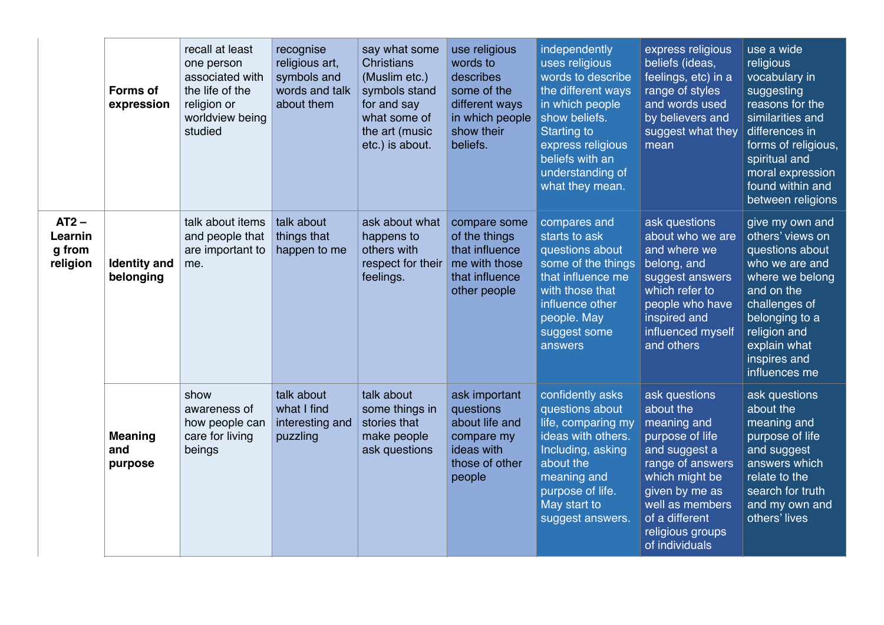| | | | | | | | | |
|---|---|---|---|---|---|---|---|---|
| | **Forms of expression** | recall at least one person associated with the life of the religion or worldview being studied | recognise religious art, symbols and words and talk about them | say what some Christians (Muslim etc.) symbols stand for and say what some of the art (music etc.) is about. | use religious words to describes some of the different ways in which people show their beliefs. | independently uses religious words to describe the different ways in which people show beliefs. Starting to express religious beliefs with an understanding of what they mean. | express religious beliefs (ideas, feelings, etc) in a range of styles and words used by believers and suggest what they mean | use a wide religious vocabulary in suggesting reasons for the similarities and differences in forms of religious, spiritual and moral expression found within and between religions |
| **AT2 – Learnin g from religion** | **Identity and belonging** | talk about items and people that are important to me. | talk about things that happen to me | ask about what happens to others with respect for their feelings. | compare some of the things that influence me with those that influence other people | compares and starts to ask questions about some of the things that influence me with those that influence other people. May suggest some answers | ask questions about who we are and where we belong, and suggest answers which refer to people who have inspired and influenced myself and others | give my own and others' views on questions about who we are and where we belong and on the challenges of belonging to a religion and explain what inspires and influences me |
| | **Meaning and purpose** | show awareness of how people can care for living beings | talk about what I find interesting and puzzling | talk about some things in stories that make people ask questions | ask important questions about life and compare my ideas with those of other people | confidently asks questions about life, comparing my ideas with others. Including, asking about the meaning and purpose of life. May start to suggest answers. | ask questions about the meaning and purpose of life and suggest a range of answers which might be given by me as well as members of a different religious groups of individuals | ask questions about the meaning and purpose of life and suggest answers which relate to the search for truth and my own and others' lives |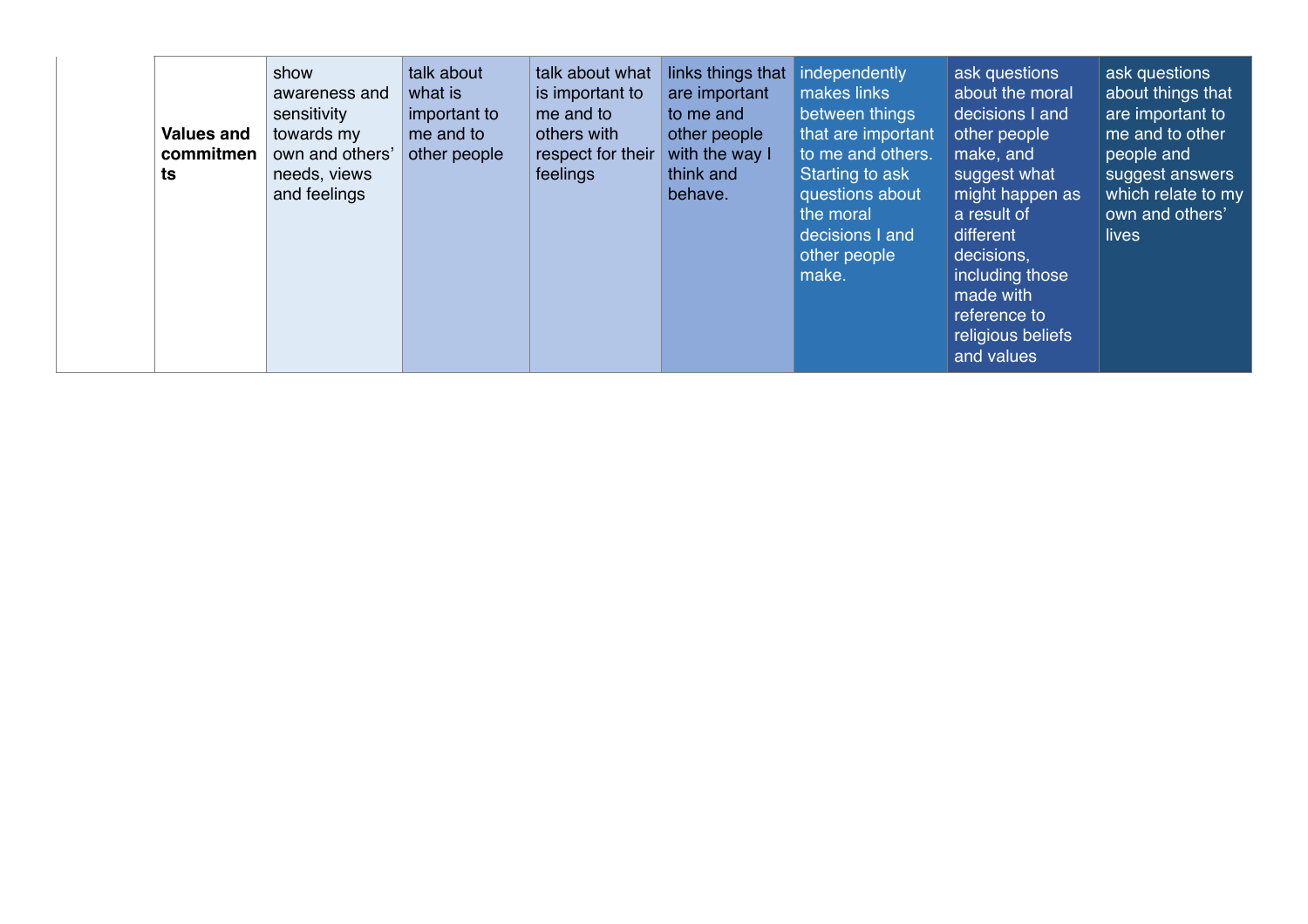| | | | | | | | | |
|---|---|---|---|---|---|---|---|---|
| | **Values and commitments** | show awareness and sensitivity towards my own and others' needs, views and feelings | talk about what is important to me and to other people | talk about what is important to me and to others with respect for their feelings | links things that are important to me and other people with the way I think and behave. | independently makes links between things that are important to me and others. Starting to ask questions about the moral decisions I and other people make. | ask questions about the moral decisions I and other people make, and suggest what might happen as a result of different decisions, including those made with reference to religious beliefs and values | ask questions about things that are important to me and to other people and suggest answers which relate to my own and others' lives |